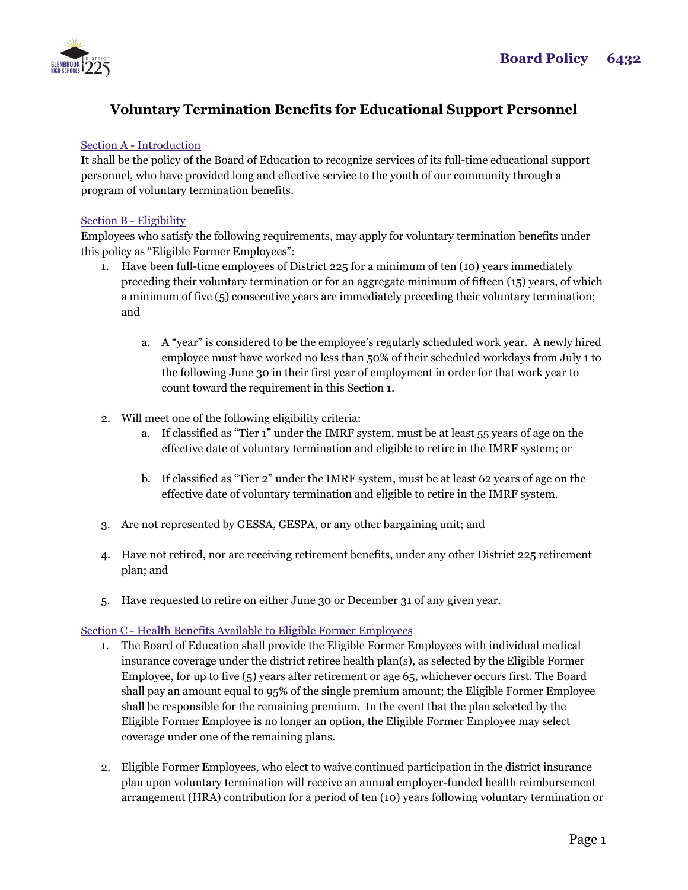**Board Policy 6432**

# Voluntary Termination Benefits for Educational Support Personnel

## Section A - Introduction

It shall be the policy of the Board of Education to recognize services of its full-time educational support personnel, who have provided long and effective service to the youth of our community through a program of voluntary termination benefits.

## Section B - Eligibility

Employees who satisfy the following requirements, may apply for voluntary termination benefits under this policy as "Eligible Former Employees":

1. Have been full-time employees of District 225 for a minimum of ten (10) years immediately preceding their voluntary termination or for an aggregate minimum of fifteen (15) years, of which a minimum of five (5) consecutive years are immediately preceding their voluntary termination; and

    a. A "year" is considered to be the employee's regularly scheduled work year. A newly hired employee must have worked no less than 50% of their scheduled workdays from July 1 to the following June 30 in their first year of employment in order for that work year to count toward the requirement in this Section 1.

2. Will meet one of the following eligibility criteria:
    a. If classified as "Tier 1" under the IMRF system, must be at least 55 years of age on the effective date of voluntary termination and eligible to retire in the IMRF system; or

    b. If classified as "Tier 2" under the IMRF system, must be at least 62 years of age on the effective date of voluntary termination and eligible to retire in the IMRF system.

3. Are not represented by GESSA, GESPA, or any other bargaining unit; and

4. Have not retired, nor are receiving retirement benefits, under any other District 225 retirement plan; and

5. Have requested to retire on either June 30 or December 31 of any given year.

## Section C - Health Benefits Available to Eligible Former Employees

1. The Board of Education shall provide the Eligible Former Employees with individual medical insurance coverage under the district retiree health plan(s), as selected by the Eligible Former Employee, for up to five (5) years after retirement or age 65, whichever occurs first. The Board shall pay an amount equal to 95% of the single premium amount; the Eligible Former Employee shall be responsible for the remaining premium. In the event that the plan selected by the Eligible Former Employee is no longer an option, the Eligible Former Employee may select coverage under one of the remaining plans.

2. Eligible Former Employees, who elect to waive continued participation in the district insurance plan upon voluntary termination will receive an annual employer-funded health reimbursement arrangement (HRA) contribution for a period of ten (10) years following voluntary termination or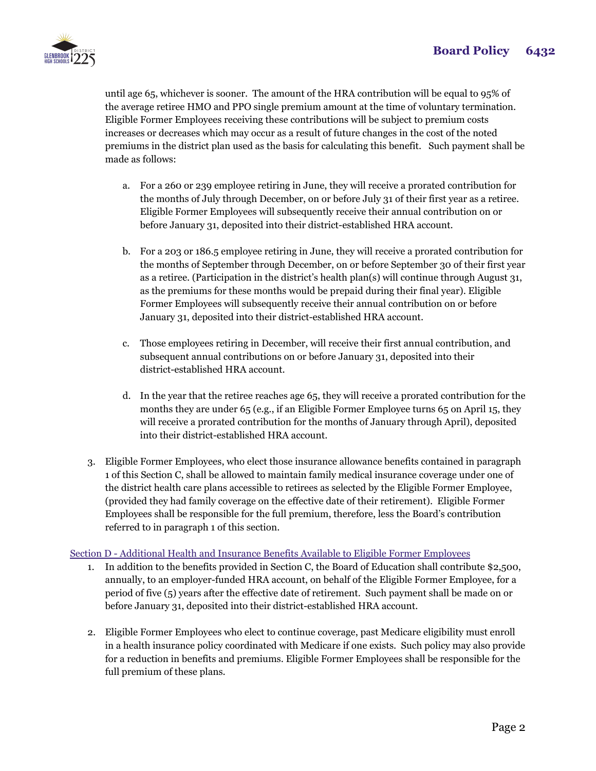until age 65, whichever is sooner. The amount of the HRA contribution will be equal to 95% of the average retiree HMO and PPO single premium amount at the time of voluntary termination. Eligible Former Employees receiving these contributions will be subject to premium costs increases or decreases which may occur as a result of future changes in the cost of the noted premiums in the district plan used as the basis for calculating this benefit. Such payment shall be made as follows:

a. For a 260 or 239 employee retiring in June, they will receive a prorated contribution for the months of July through December, on or before July 31 of their first year as a retiree. Eligible Former Employees will subsequently receive their annual contribution on or before January 31, deposited into their district-established HRA account.

b. For a 203 or 186.5 employee retiring in June, they will receive a prorated contribution for the months of September through December, on or before September 30 of their first year as a retiree. (Participation in the district's health plan(s) will continue through August 31, as the premiums for these months would be prepaid during their final year). Eligible Former Employees will subsequently receive their annual contribution on or before January 31, deposited into their district-established HRA account.

c. Those employees retiring in December, will receive their first annual contribution, and subsequent annual contributions on or before January 31, deposited into their district-established HRA account.

d. In the year that the retiree reaches age 65, they will receive a prorated contribution for the months they are under 65 (e.g., if an Eligible Former Employee turns 65 on April 15, they will receive a prorated contribution for the months of January through April), deposited into their district-established HRA account.

3. Eligible Former Employees, who elect those insurance allowance benefits contained in paragraph 1 of this Section C, shall be allowed to maintain family medical insurance coverage under one of the district health care plans accessible to retirees as selected by the Eligible Former Employee, (provided they had family coverage on the effective date of their retirement). Eligible Former Employees shall be responsible for the full premium, therefore, less the Board's contribution referred to in paragraph 1 of this section.

Section D - Additional Health and Insurance Benefits Available to Eligible Former Employees

1. In addition to the benefits provided in Section C, the Board of Education shall contribute $2,500, annually, to an employer-funded HRA account, on behalf of the Eligible Former Employee, for a period of five (5) years after the effective date of retirement. Such payment shall be made on or before January 31, deposited into their district-established HRA account.

2. Eligible Former Employees who elect to continue coverage, past Medicare eligibility must enroll in a health insurance policy coordinated with Medicare if one exists. Such policy may also provide for a reduction in benefits and premiums. Eligible Former Employees shall be responsible for the full premium of these plans.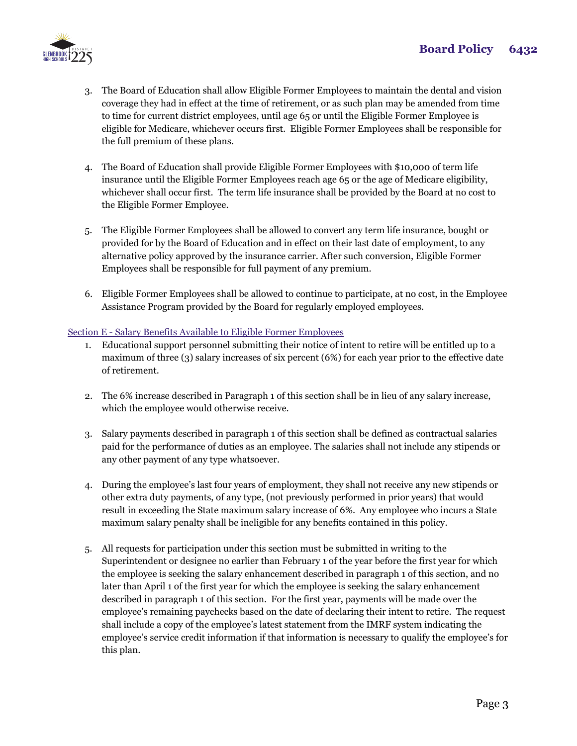3. The Board of Education shall allow Eligible Former Employees to maintain the dental and vision coverage they had in effect at the time of retirement, or as such plan may be amended from time to time for current district employees, until age 65 or until the Eligible Former Employee is eligible for Medicare, whichever occurs first. Eligible Former Employees shall be responsible for the full premium of these plans.

4. The Board of Education shall provide Eligible Former Employees with $10,000 of term life insurance until the Eligible Former Employees reach age 65 or the age of Medicare eligibility, whichever shall occur first. The term life insurance shall be provided by the Board at no cost to the Eligible Former Employee.

5. The Eligible Former Employees shall be allowed to convert any term life insurance, bought or provided for by the Board of Education and in effect on their last date of employment, to any alternative policy approved by the insurance carrier. After such conversion, Eligible Former Employees shall be responsible for full payment of any premium.

6. Eligible Former Employees shall be allowed to continue to participate, at no cost, in the Employee Assistance Program provided by the Board for regularly employed employees.

Section E - Salary Benefits Available to Eligible Former Employees

1. Educational support personnel submitting their notice of intent to retire will be entitled up to a maximum of three (3) salary increases of six percent (6%) for each year prior to the effective date of retirement.

2. The 6% increase described in Paragraph 1 of this section shall be in lieu of any salary increase, which the employee would otherwise receive.

3. Salary payments described in paragraph 1 of this section shall be defined as contractual salaries paid for the performance of duties as an employee. The salaries shall not include any stipends or any other payment of any type whatsoever.

4. During the employee's last four years of employment, they shall not receive any new stipends or other extra duty payments, of any type, (not previously performed in prior years) that would result in exceeding the State maximum salary increase of 6%. Any employee who incurs a State maximum salary penalty shall be ineligible for any benefits contained in this policy.

5. All requests for participation under this section must be submitted in writing to the Superintendent or designee no earlier than February 1 of the year before the first year for which the employee is seeking the salary enhancement described in paragraph 1 of this section, and no later than April 1 of the first year for which the employee is seeking the salary enhancement described in paragraph 1 of this section. For the first year, payments will be made over the employee's remaining paychecks based on the date of declaring their intent to retire. The request shall include a copy of the employee's latest statement from the IMRF system indicating the employee's service credit information if that information is necessary to qualify the employee's for this plan.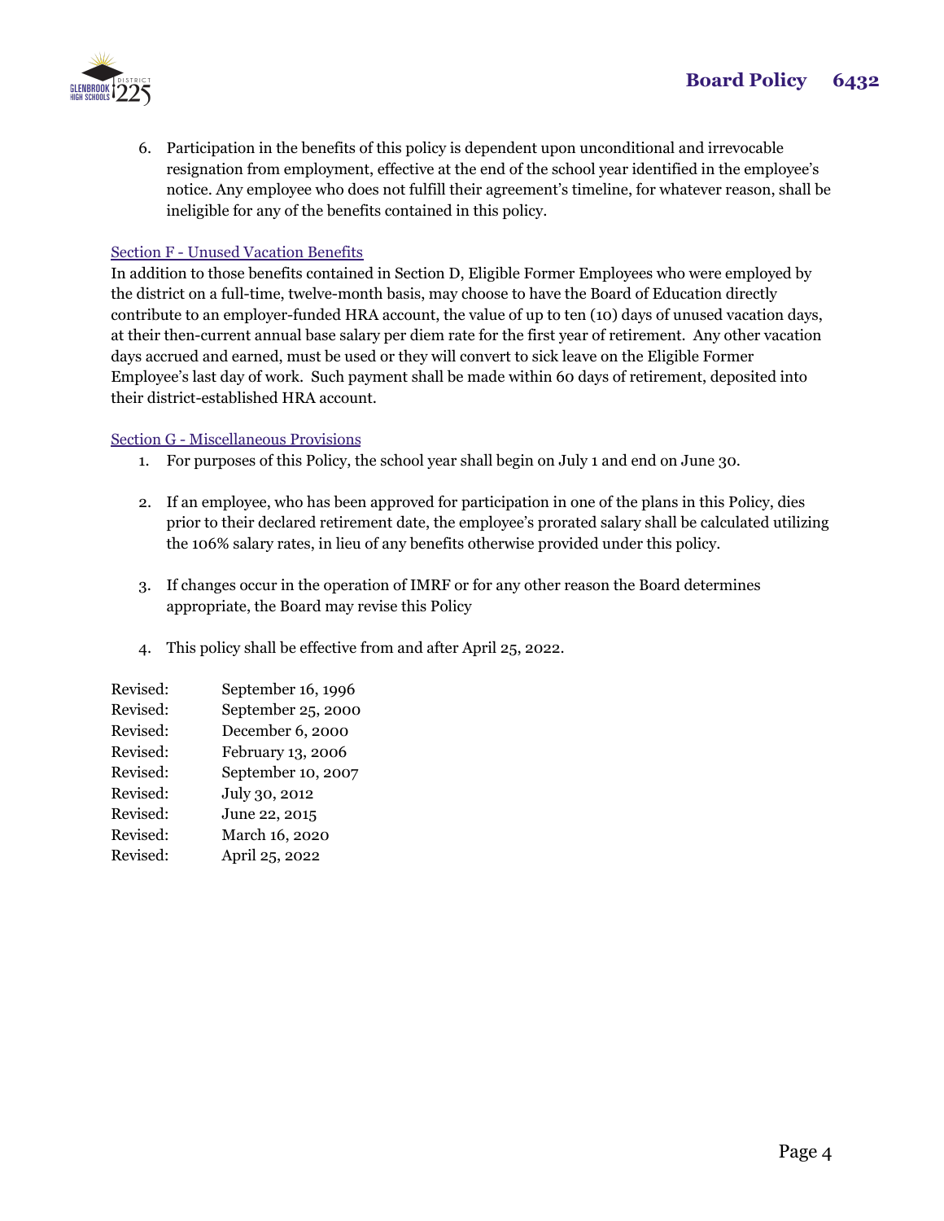6. Participation in the benefits of this policy is dependent upon unconditional and irrevocable resignation from employment, effective at the end of the school year identified in the employee's notice. Any employee who does not fulfill their agreement's timeline, for whatever reason, shall be ineligible for any of the benefits contained in this policy.

Section F - Unused Vacation Benefits

In addition to those benefits contained in Section D, Eligible Former Employees who were employed by the district on a full-time, twelve-month basis, may choose to have the Board of Education directly contribute to an employer-funded HRA account, the value of up to ten (10) days of unused vacation days, at their then-current annual base salary per diem rate for the first year of retirement. Any other vacation days accrued and earned, must be used or they will convert to sick leave on the Eligible Former Employee's last day of work. Such payment shall be made within 60 days of retirement, deposited into their district-established HRA account.

Section G - Miscellaneous Provisions

1. For purposes of this Policy, the school year shall begin on July 1 and end on June 30.

2. If an employee, who has been approved for participation in one of the plans in this Policy, dies prior to their declared retirement date, the employee's prorated salary shall be calculated utilizing the 106% salary rates, in lieu of any benefits otherwise provided under this policy.

3. If changes occur in the operation of IMRF or for any other reason the Board determines appropriate, the Board may revise this Policy

4. This policy shall be effective from and after April 25, 2022.

| | |
|---|---|
| Revised: | September 16, 1996 |
| Revised: | September 25, 2000 |
| Revised: | December 6, 2000 |
| Revised: | February 13, 2006 |
| Revised: | September 10, 2007 |
| Revised: | July 30, 2012 |
| Revised: | June 22, 2015 |
| Revised: | March 16, 2020 |
| Revised: | April 25, 2022 |